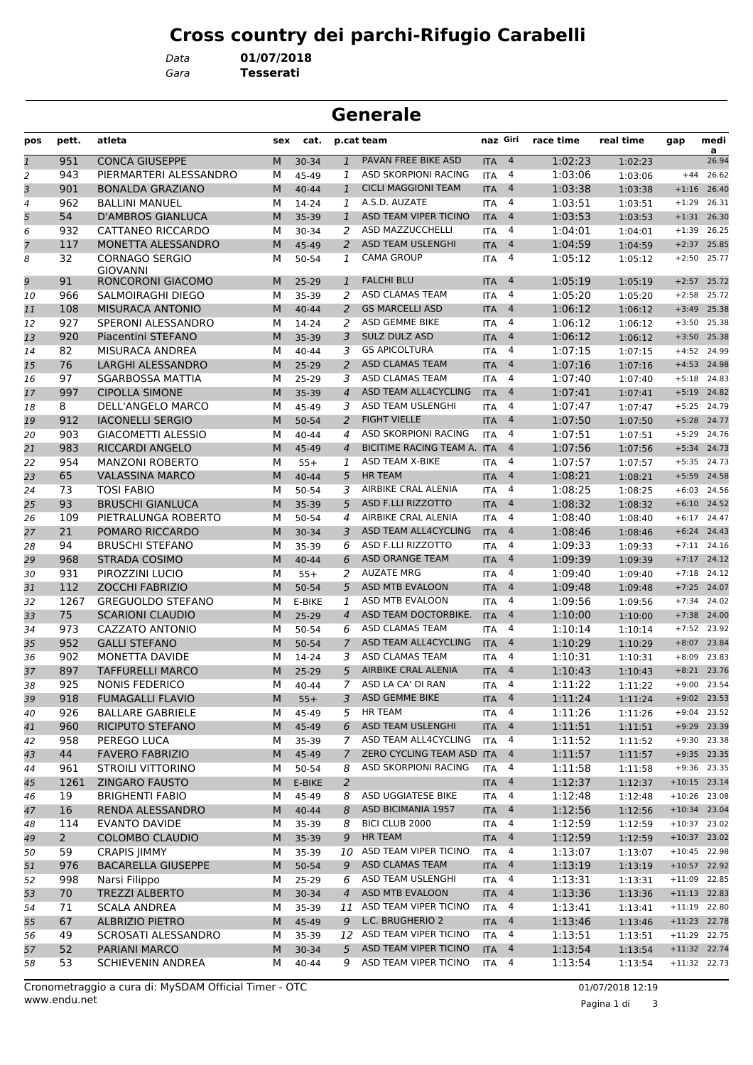# Cross country dei parchi-Rifugio Carabelli

*Data* **01/07/2018**
*Gara* **Tesserati**

## Generale

| pos | pett. | atleta | sex | cat. | p.cat | team | naz | Giri | race time | real time | gap | media |
|---|---|---|---|---|---|---|---|---|---|---|---|---|
| 1 | 951 | CONCA GIUSEPPE | M | 30-34 | 1 | PAVAN FREE BIKE ASD | ITA | 4 | 1:02:23 | 1:02:23 | | 26.94 |
| 2 | 943 | PIERMARTERI ALESSANDRO | M | 45-49 | 1 | ASD SKORPIONI RACING | ITA | 4 | 1:03:06 | 1:03:06 | +44 | 26.62 |
| 3 | 901 | BONALDA GRAZIANO | M | 40-44 | 1 | CICLI MAGGIONI TEAM | ITA | 4 | 1:03:38 | 1:03:38 | +1:16 | 26.40 |
| 4 | 962 | BALLINI MANUEL | M | 14-24 | 1 | A.S.D. AUZATE | ITA | 4 | 1:03:51 | 1:03:51 | +1:29 | 26.31 |
| 5 | 54 | D'AMBROS GIANLUCA | M | 35-39 | 1 | ASD TEAM VIPER TICINO | ITA | 4 | 1:03:53 | 1:03:53 | +1:31 | 26.30 |
| 6 | 932 | CATTANEO RICCARDO | M | 30-34 | 2 | ASD MAZZUCCHELLI | ITA | 4 | 1:04:01 | 1:04:01 | +1:39 | 26.25 |
| 7 | 117 | MONETTA ALESSANDRO | M | 45-49 | 2 | ASD TEAM USLENGHI | ITA | 4 | 1:04:59 | 1:04:59 | +2:37 | 25.85 |
| 8 | 32 | CORNAGO SERGIO GIOVANNI | M | 50-54 | 1 | CAMA GROUP | ITA | 4 | 1:05:12 | 1:05:12 | +2:50 | 25.77 |
| 9 | 91 | RONCORONI GIACOMO | M | 25-29 | 1 | FALCHI BLU | ITA | 4 | 1:05:19 | 1:05:19 | +2:57 | 25.72 |
| 10 | 966 | SALMOIRAGHI DIEGO | M | 35-39 | 2 | ASD CLAMAS TEAM | ITA | 4 | 1:05:20 | 1:05:20 | +2:58 | 25.72 |
| 11 | 108 | MISURACA ANTONIO | M | 40-44 | 2 | GS MARCELLI ASD | ITA | 4 | 1:06:12 | 1:06:12 | +3:49 | 25.38 |
| 12 | 927 | SPERONI ALESSANDRO | M | 14-24 | 2 | ASD GEMME BIKE | ITA | 4 | 1:06:12 | 1:06:12 | +3:50 | 25.38 |
| 13 | 920 | Piacentini STEFANO | M | 35-39 | 3 | SULZ DULZ ASD | ITA | 4 | 1:06:12 | 1:06:12 | +3:50 | 25.38 |
| 14 | 82 | MISURACA ANDREA | M | 40-44 | 3 | GS APICOLTURA | ITA | 4 | 1:07:15 | 1:07:15 | +4:52 | 24.99 |
| 15 | 76 | LARGHI ALESSANDRO | M | 25-29 | 2 | ASD CLAMAS TEAM | ITA | 4 | 1:07:16 | 1:07:16 | +4:53 | 24.98 |
| 16 | 97 | SGARBOSSA MATTIA | M | 25-29 | 3 | ASD CLAMAS TEAM | ITA | 4 | 1:07:40 | 1:07:40 | +5:18 | 24.83 |
| 17 | 997 | CIPOLLA SIMONE | M | 35-39 | 4 | ASD TEAM ALL4CYCLING | ITA | 4 | 1:07:41 | 1:07:41 | +5:19 | 24.82 |
| 18 | 8 | DELL'ANGELO MARCO | M | 45-49 | 3 | ASD TEAM USLENGHI | ITA | 4 | 1:07:47 | 1:07:47 | +5:25 | 24.79 |
| 19 | 912 | IACONELLI SERGIO | M | 50-54 | 2 | FIGHT VIELLE | ITA | 4 | 1:07:50 | 1:07:50 | +5:28 | 24.77 |
| 20 | 903 | GIACOMETTI ALESSIO | M | 40-44 | 4 | ASD SKORPIONI RACING | ITA | 4 | 1:07:51 | 1:07:51 | +5:29 | 24.76 |
| 21 | 983 | RICCARDI ANGELO | M | 45-49 | 4 | BICITIME RACING TEAM A. | ITA | 4 | 1:07:56 | 1:07:56 | +5:34 | 24.73 |
| 22 | 954 | MANZONI ROBERTO | M | 55+ | 1 | ASD TEAM X-BIKE | ITA | 4 | 1:07:57 | 1:07:57 | +5:35 | 24.73 |
| 23 | 65 | VALASSINA MARCO | M | 40-44 | 5 | HR TEAM | ITA | 4 | 1:08:21 | 1:08:21 | +5:59 | 24.58 |
| 24 | 73 | TOSI FABIO | M | 50-54 | 3 | AIRBIKE CRAL ALENIA | ITA | 4 | 1:08:25 | 1:08:25 | +6:03 | 24.56 |
| 25 | 93 | BRUSCHI GIANLUCA | M | 35-39 | 5 | ASD F.LLI RIZZOTTO | ITA | 4 | 1:08:32 | 1:08:32 | +6:10 | 24.52 |
| 26 | 109 | PIETRALUNGA ROBERTO | M | 50-54 | 4 | AIRBIKE CRAL ALENIA | ITA | 4 | 1:08:40 | 1:08:40 | +6:17 | 24.47 |
| 27 | 21 | POMARO RICCARDO | M | 30-34 | 3 | ASD TEAM ALL4CYCLING | ITA | 4 | 1:08:46 | 1:08:46 | +6:24 | 24.43 |
| 28 | 94 | BRUSCHI STEFANO | M | 35-39 | 6 | ASD F.LLI RIZZOTTO | ITA | 4 | 1:09:33 | 1:09:33 | +7:11 | 24.16 |
| 29 | 968 | STRADA COSIMO | M | 40-44 | 6 | ASD ORANGE TEAM | ITA | 4 | 1:09:39 | 1:09:39 | +7:17 | 24.12 |
| 30 | 931 | PIROZZINI LUCIO | M | 55+ | 2 | AUZATE MRG | ITA | 4 | 1:09:40 | 1:09:40 | +7:18 | 24.12 |
| 31 | 112 | ZOCCHI FABRIZIO | M | 50-54 | 5 | ASD MTB EVALOON | ITA | 4 | 1:09:48 | 1:09:48 | +7:25 | 24.07 |
| 32 | 1267 | GREGUOLDO STEFANO | M | E-BIKE | 1 | ASD MTB EVALOON | ITA | 4 | 1:09:56 | 1:09:56 | +7:34 | 24.02 |
| 33 | 75 | SCARIONI CLAUDIO | M | 25-29 | 4 | ASD TEAM DOCTORBIKE. | ITA | 4 | 1:10:00 | 1:10:00 | +7:38 | 24.00 |
| 34 | 973 | CAZZATO ANTONIO | M | 50-54 | 6 | ASD CLAMAS TEAM | ITA | 4 | 1:10:14 | 1:10:14 | +7:52 | 23.92 |
| 35 | 952 | GALLI STEFANO | M | 50-54 | 7 | ASD TEAM ALL4CYCLING | ITA | 4 | 1:10:29 | 1:10:29 | +8:07 | 23.84 |
| 36 | 902 | MONETTA DAVIDE | M | 14-24 | 3 | ASD CLAMAS TEAM | ITA | 4 | 1:10:31 | 1:10:31 | +8:09 | 23.83 |
| 37 | 897 | TAFFURELLI MARCO | M | 25-29 | 5 | AIRBIKE CRAL ALENIA | ITA | 4 | 1:10:43 | 1:10:43 | +8:21 | 23.76 |
| 38 | 925 | NONIS FEDERICO | M | 40-44 | 7 | ASD LA CA' DI RAN | ITA | 4 | 1:11:22 | 1:11:22 | +9:00 | 23.54 |
| 39 | 918 | FUMAGALLI FLAVIO | M | 55+ | 3 | ASD GEMME BIKE | ITA | 4 | 1:11:24 | 1:11:24 | +9:02 | 23.53 |
| 40 | 926 | BALLARE GABRIELE | M | 45-49 | 5 | HR TEAM | ITA | 4 | 1:11:26 | 1:11:26 | +9:04 | 23.52 |
| 41 | 960 | RICIPUTO STEFANO | M | 45-49 | 6 | ASD TEAM USLENGHI | ITA | 4 | 1:11:51 | 1:11:51 | +9:29 | 23.39 |
| 42 | 958 | PEREGO LUCA | M | 35-39 | 7 | ASD TEAM ALL4CYCLING | ITA | 4 | 1:11:52 | 1:11:52 | +9:30 | 23.38 |
| 43 | 44 | FAVERO FABRIZIO | M | 45-49 | 7 | ZERO CYCLING TEAM ASD | ITA | 4 | 1:11:57 | 1:11:57 | +9:35 | 23.35 |
| 44 | 961 | STROILI VITTORINO | M | 50-54 | 8 | ASD SKORPIONI RACING | ITA | 4 | 1:11:58 | 1:11:58 | +9:36 | 23.35 |
| 45 | 1261 | ZINGARO FAUSTO | M | E-BIKE | 2 | | ITA | 4 | 1:12:37 | 1:12:37 | +10:15 | 23.14 |
| 46 | 19 | BRIGHENTI FABIO | M | 45-49 | 8 | ASD UGGIATESE BIKE | ITA | 4 | 1:12:48 | 1:12:48 | +10:26 | 23.08 |
| 47 | 16 | RENDA ALESSANDRO | M | 40-44 | 8 | ASD BICIMANIA 1957 | ITA | 4 | 1:12:56 | 1:12:56 | +10:34 | 23.04 |
| 48 | 114 | EVANTO DAVIDE | M | 35-39 | 8 | BICI CLUB 2000 | ITA | 4 | 1:12:59 | 1:12:59 | +10:37 | 23.02 |
| 49 | 2 | COLOMBO CLAUDIO | M | 35-39 | 9 | HR TEAM | ITA | 4 | 1:12:59 | 1:12:59 | +10:37 | 23.02 |
| 50 | 59 | CRAPIS JIMMY | M | 35-39 | 10 | ASD TEAM VIPER TICINO | ITA | 4 | 1:13:07 | 1:13:07 | +10:45 | 22.98 |
| 51 | 976 | BACARELLA GIUSEPPE | M | 50-54 | 9 | ASD CLAMAS TEAM | ITA | 4 | 1:13:19 | 1:13:19 | +10:57 | 22.92 |
| 52 | 998 | Narsi Filippo | M | 25-29 | 6 | ASD TEAM USLENGHI | ITA | 4 | 1:13:31 | 1:13:31 | +11:09 | 22.85 |
| 53 | 70 | TREZZI ALBERTO | M | 30-34 | 4 | ASD MTB EVALOON | ITA | 4 | 1:13:36 | 1:13:36 | +11:13 | 22.83 |
| 54 | 71 | SCALA ANDREA | M | 35-39 | 11 | ASD TEAM VIPER TICINO | ITA | 4 | 1:13:41 | 1:13:41 | +11:19 | 22.80 |
| 55 | 67 | ALBRIZIO PIETRO | M | 45-49 | 9 | L.C. BRUGHERIO 2 | ITA | 4 | 1:13:46 | 1:13:46 | +11:23 | 22.78 |
| 56 | 49 | SCROSATI ALESSANDRO | M | 35-39 | 12 | ASD TEAM VIPER TICINO | ITA | 4 | 1:13:51 | 1:13:51 | +11:29 | 22.75 |
| 57 | 52 | PARIANI MARCO | M | 30-34 | 5 | ASD TEAM VIPER TICINO | ITA | 4 | 1:13:54 | 1:13:54 | +11:32 | 22.74 |
| 58 | 53 | SCHIEVENIN ANDREA | M | 40-44 | 9 | ASD TEAM VIPER TICINO | ITA | 4 | 1:13:54 | 1:13:54 | +11:32 | 22.73 |

Cronometraggio a cura di: MySDAM Official Timer - OTC
www.endu.net

01/07/2018 12:19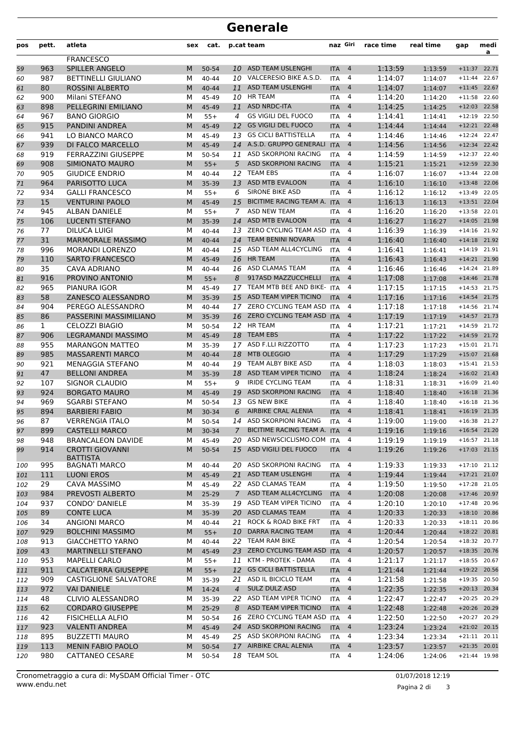# Generale

| pos | pett. | atleta | sex | cat. | p.cat | team | naz | Giri | race time | real time | gap | media |
|---|---|---|---|---|---|---|---|---|---|---|---|---|
| | | FRANCESCO | | | | | | | | | | |
| 59 | 963 | SPILLER ANGELO | M | 50-54 | 10 | ASD TEAM USLENGHI | ITA | 4 | 1:13:59 | 1:13:59 | +11:37 | 22.71 |
| 60 | 987 | BETTINELLI GIULIANO | M | 40-44 | 10 | VALCERESIO BIKE A.S.D. | ITA | 4 | 1:14:07 | 1:14:07 | +11:44 | 22.67 |
| 61 | 80 | ROSSINI ALBERTO | M | 40-44 | 11 | ASD TEAM USLENGHI | ITA | 4 | 1:14:07 | 1:14:07 | +11:45 | 22.67 |
| 62 | 900 | Milani STEFANO | M | 45-49 | 10 | HR TEAM | ITA | 4 | 1:14:20 | 1:14:20 | +11:58 | 22.60 |
| 63 | 898 | PELLEGRINI EMILIANO | M | 45-49 | 11 | ASD NRDC-ITA | ITA | 4 | 1:14:25 | 1:14:25 | +12:03 | 22.58 |
| 64 | 967 | BANO GIORGIO | M | 55+ | 4 | GS VIGILI DEL FUOCO | ITA | 4 | 1:14:41 | 1:14:41 | +12:19 | 22.50 |
| 65 | 915 | PANDINI ANDREA | M | 45-49 | 12 | GS VIGILI DEL FUOCO | ITA | 4 | 1:14:44 | 1:14:44 | +12:21 | 22.48 |
| 66 | 941 | LO BIANCO MARCO | M | 45-49 | 13 | GS CICLI BATTISTELLA | ITA | 4 | 1:14:46 | 1:14:46 | +12:24 | 22.47 |
| 67 | 939 | DI FALCO MARCELLO | M | 45-49 | 14 | A.S.D. GRUPPO GENERALI | ITA | 4 | 1:14:56 | 1:14:56 | +12:34 | 22.42 |
| 68 | 919 | FERRAZZINI GIUSEPPE | M | 50-54 | 11 | ASD SKORPIONI RACING | ITA | 4 | 1:14:59 | 1:14:59 | +12:37 | 22.40 |
| 69 | 908 | SIMIONATO MAURO | M | 55+ | 5 | ASD SKORPIONI RACING | ITA | 4 | 1:15:21 | 1:15:21 | +12:59 | 22.30 |
| 70 | 905 | GIUDICE ENDRIO | M | 40-44 | 12 | TEAM EBS | ITA | 4 | 1:16:07 | 1:16:07 | +13:44 | 22.08 |
| 71 | 964 | PARISOTTO LUCA | M | 35-39 | 13 | ASD MTB EVALOON | ITA | 4 | 1:16:10 | 1:16:10 | +13:48 | 22.06 |
| 72 | 934 | GALLI FRANCESCO | M | 55+ | 6 | SIRONE BIKE ASD | ITA | 4 | 1:16:12 | 1:16:12 | +13:49 | 22.05 |
| 73 | 15 | VENTURINI PAOLO | M | 45-49 | 15 | BICITIME RACING TEAM A. | ITA | 4 | 1:16:13 | 1:16:13 | +13:51 | 22.04 |
| 74 | 945 | ALBAN DANIELE | M | 55+ | 7 | ASD NEW TEAM | ITA | 4 | 1:16:20 | 1:16:20 | +13:58 | 22.01 |
| 75 | 106 | LUCENTI STEFANO | M | 35-39 | 14 | ASD MTB EVALOON | ITA | 4 | 1:16:27 | 1:16:27 | +14:05 | 21.98 |
| 76 | 77 | DILUCA LUIGI | M | 40-44 | 13 | ZERO CYCLING TEAM ASD | ITA | 4 | 1:16:39 | 1:16:39 | +14:16 | 21.92 |
| 77 | 31 | MARMORALE MASSIMO | M | 40-44 | 14 | TEAM BENINI NOVARA | ITA | 4 | 1:16:40 | 1:16:40 | +14:18 | 21.92 |
| 78 | 996 | MORANDI LORENZO | M | 40-44 | 15 | ASD TEAM ALL4CYCLING | ITA | 4 | 1:16:41 | 1:16:41 | +14:19 | 21.91 |
| 79 | 110 | SARTO FRANCESCO | M | 45-49 | 16 | HR TEAM | ITA | 4 | 1:16:43 | 1:16:43 | +14:21 | 21.90 |
| 80 | 35 | CAVA ADRIANO | M | 40-44 | 16 | ASD CLAMAS TEAM | ITA | 4 | 1:16:46 | 1:16:46 | +14:24 | 21.89 |
| 81 | 916 | PROVINO ANTONIO | M | 55+ | 8 | 917ASD MAZZUCCHELLI | ITA | 4 | 1:17:08 | 1:17:08 | +14:46 | 21.78 |
| 82 | 965 | PIANURA IGOR | M | 45-49 | 17 | TEAM MTB BEE AND BIKE- | ITA | 4 | 1:17:15 | 1:17:15 | +14:53 | 21.75 |
| 83 | 58 | ZANESCO ALESSANDRO | M | 35-39 | 15 | ASD TEAM VIPER TICINO | ITA | 4 | 1:17:16 | 1:17:16 | +14:54 | 21.75 |
| 84 | 904 | PEREGO ALESSANDRO | M | 40-44 | 17 | ZERO CYCLING TEAM ASD | ITA | 4 | 1:17:18 | 1:17:18 | +14:56 | 21.74 |
| 85 | 86 | PASSERINI MASSIMILIANO | M | 35-39 | 16 | ZERO CYCLING TEAM ASD | ITA | 4 | 1:17:19 | 1:17:19 | +14:57 | 21.73 |
| 86 | 1 | CELOZZI BIAGIO | M | 50-54 | 12 | HR TEAM | ITA | 4 | 1:17:21 | 1:17:21 | +14:59 | 21.72 |
| 87 | 906 | LEGRAMANDI MASSIMO | M | 45-49 | 18 | TEAM EBS | ITA | 4 | 1:17:22 | 1:17:22 | +14:59 | 21.72 |
| 88 | 955 | MARANGON MATTEO | M | 35-39 | 17 | ASD F.LLI RIZZOTTO | ITA | 4 | 1:17:23 | 1:17:23 | +15:01 | 21.71 |
| 89 | 985 | MASSARENTI MARCO | M | 40-44 | 18 | MTB OLEGGIO | ITA | 4 | 1:17:29 | 1:17:29 | +15:07 | 21.68 |
| 90 | 921 | MENAGGIA STEFANO | M | 40-44 | 19 | TEAM ALBY BIKE ASD | ITA | 4 | 1:18:03 | 1:18:03 | +15:41 | 21.53 |
| 91 | 47 | BELLONI ANDREA | M | 35-39 | 18 | ASD TEAM VIPER TICINO | ITA | 4 | 1:18:24 | 1:18:24 | +16:02 | 21.43 |
| 92 | 107 | SIGNOR CLAUDIO | M | 55+ | 9 | IRIDE CYCLING TEAM | ITA | 4 | 1:18:31 | 1:18:31 | +16:09 | 21.40 |
| 93 | 924 | BORGATO MAURO | M | 45-49 | 19 | ASD SKORPIONI RACING | ITA | 4 | 1:18:40 | 1:18:40 | +16:18 | 21.36 |
| 94 | 969 | SGARBI STEFANO | M | 50-54 | 13 | GS NEW BIKE | ITA | 4 | 1:18:40 | 1:18:40 | +16:18 | 21.36 |
| 95 | 894 | BARBIERI FABIO | M | 30-34 | 6 | AIRBIKE CRAL ALENIA | ITA | 4 | 1:18:41 | 1:18:41 | +16:19 | 21.35 |
| 96 | 87 | VERRENGIA ITALO | M | 50-54 | 14 | ASD SKORPIONI RACING | ITA | 4 | 1:19:00 | 1:19:00 | +16:38 | 21.27 |
| 97 | 899 | CASTELLI MARCO | M | 30-34 | 7 | BICITIME RACING TEAM A. | ITA | 4 | 1:19:16 | 1:19:16 | +16:54 | 21.20 |
| 98 | 948 | BRANCALEON DAVIDE | M | 45-49 | 20 | ASD NEWSCICLISMO.COM | ITA | 4 | 1:19:19 | 1:19:19 | +16:57 | 21.18 |
| 99 | 914 | CROTTI GIOVANNI BATTISTA | M | 50-54 | 15 | ASD VIGILI DEL FUOCO | ITA | 4 | 1:19:26 | 1:19:26 | +17:03 | 21.15 |
| 100 | 995 | BAGNATI MARCO | M | 40-44 | 20 | ASD SKORPIONI RACING | ITA | 4 | 1:19:33 | 1:19:33 | +17:10 | 21.12 |
| 101 | 111 | LUONI EROS | M | 45-49 | 21 | ASD TEAM USLENGHI | ITA | 4 | 1:19:44 | 1:19:44 | +17:21 | 21.07 |
| 102 | 29 | CAVA MASSIMO | M | 45-49 | 22 | ASD CLAMAS TEAM | ITA | 4 | 1:19:50 | 1:19:50 | +17:28 | 21.05 |
| 103 | 984 | PREVOSTI ALBERTO | M | 25-29 | 7 | ASD TEAM ALL4CYCLING | ITA | 4 | 1:20:08 | 1:20:08 | +17:46 | 20.97 |
| 104 | 937 | CONDO' DANIELE | M | 35-39 | 19 | ASD TEAM VIPER TICINO | ITA | 4 | 1:20:10 | 1:20:10 | +17:48 | 20.96 |
| 105 | 89 | CONTE LUCA | M | 35-39 | 20 | ASD CLAMAS TEAM | ITA | 4 | 1:20:33 | 1:20:33 | +18:10 | 20.86 |
| 106 | 34 | ANGIONI MARCO | M | 40-44 | 21 | ROCK & ROAD BIKE FRT | ITA | 4 | 1:20:33 | 1:20:33 | +18:11 | 20.86 |
| 107 | 929 | BOLCHINI MASSIMO | M | 55+ | 10 | DARRA RACING TEAM | ITA | 4 | 1:20:44 | 1:20:44 | +18:22 | 20.81 |
| 108 | 913 | GIACCHETTO YARNO | M | 40-44 | 22 | TEAM RAM BIKE | ITA | 4 | 1:20:54 | 1:20:54 | +18:32 | 20.77 |
| 109 | 43 | MARTINELLI STEFANO | M | 45-49 | 23 | ZERO CYCLING TEAM ASD | ITA | 4 | 1:20:57 | 1:20:57 | +18:35 | 20.76 |
| 110 | 953 | MAPELLI CARLO | M | 55+ | 11 | KTM - PROTEK - DAMA | ITA | 4 | 1:21:17 | 1:21:17 | +18:55 | 20.67 |
| 111 | 911 | CALCATERRA GIUSEPPE | M | 55+ | 12 | GS CICLI BATTISTELLA | ITA | 4 | 1:21:44 | 1:21:44 | +19:22 | 20.56 |
| 112 | 909 | CASTIGLIONE SALVATORE | M | 35-39 | 21 | ASD IL BICICLO TEAM | ITA | 4 | 1:21:58 | 1:21:58 | +19:35 | 20.50 |
| 113 | 972 | VAI DANIELE | M | 14-24 | 4 | SULZ DULZ ASD | ITA | 4 | 1:22:35 | 1:22:35 | +20:13 | 20.34 |
| 114 | 48 | CLIVIO ALESSANDRO | M | 35-39 | 22 | ASD TEAM VIPER TICINO | ITA | 4 | 1:22:47 | 1:22:47 | +20:25 | 20.29 |
| 115 | 62 | CORDARO GIUSEPPE | M | 25-29 | 8 | ASD TEAM VIPER TICINO | ITA | 4 | 1:22:48 | 1:22:48 | +20:26 | 20.29 |
| 116 | 42 | FISICHELLA ALFIO | M | 50-54 | 16 | ZERO CYCLING TEAM ASD | ITA | 4 | 1:22:50 | 1:22:50 | +20:27 | 20.29 |
| 117 | 923 | VALENTI ANDREA | M | 45-49 | 24 | ASD SKORPIONI RACING | ITA | 4 | 1:23:24 | 1:23:24 | +21:02 | 20.15 |
| 118 | 895 | BUZZETTI MAURO | M | 45-49 | 25 | ASD SKORPIONI RACING | ITA | 4 | 1:23:34 | 1:23:34 | +21:11 | 20.11 |
| 119 | 113 | MENIN FABIO PAOLO | M | 50-54 | 17 | AIRBIKE CRAL ALENIA | ITA | 4 | 1:23:57 | 1:23:57 | +21:35 | 20.01 |
| 120 | 980 | CATTANEO CESARE | M | 50-54 | 18 | TEAM SOL | ITA | 4 | 1:24:06 | 1:24:06 | +21:44 | 19.98 |

Cronometraggio a cura di: MySDAM Official Timer - OTC
www.endu.net

01/07/2018 12:19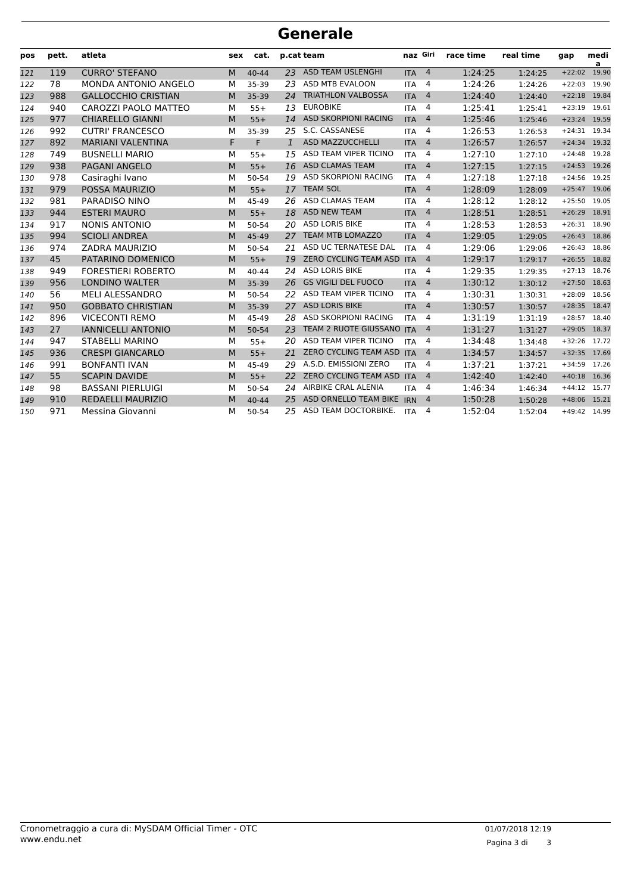# Generale

| pos | pett. | atleta | sex | cat. | p.cat | team | naz | Giri | race time | real time | gap | media |
|---|---|---|---|---|---|---|---|---|---|---|---|---|
| 121 | 119 | CURRO' STEFANO | M | 40-44 | 23 | ASD TEAM USLENGHI | ITA | 4 | 1:24:25 | 1:24:25 | +22:02 | 19.90 |
| 122 | 78 | MONDA ANTONIO ANGELO | M | 35-39 | 23 | ASD MTB EVALOON | ITA | 4 | 1:24:26 | 1:24:26 | +22:03 | 19.90 |
| 123 | 988 | GALLOCCHIO CRISTIAN | M | 35-39 | 24 | TRIATHLON VALBOSSA | ITA | 4 | 1:24:40 | 1:24:40 | +22:18 | 19.84 |
| 124 | 940 | CAROZZI PAOLO MATTEO | M | 55+ | 13 | EUROBIKE | ITA | 4 | 1:25:41 | 1:25:41 | +23:19 | 19.61 |
| 125 | 977 | CHIARELLO GIANNI | M | 55+ | 14 | ASD SKORPIONI RACING | ITA | 4 | 1:25:46 | 1:25:46 | +23:24 | 19.59 |
| 126 | 992 | CUTRI' FRANCESCO | M | 35-39 | 25 | S.C. CASSANESE | ITA | 4 | 1:26:53 | 1:26:53 | +24:31 | 19.34 |
| 127 | 892 | MARIANI VALENTINA | F | F | 1 | ASD MAZZUCCHELLI | ITA | 4 | 1:26:57 | 1:26:57 | +24:34 | 19.32 |
| 128 | 749 | BUSNELLI MARIO | M | 55+ | 15 | ASD TEAM VIPER TICINO | ITA | 4 | 1:27:10 | 1:27:10 | +24:48 | 19.28 |
| 129 | 938 | PAGANI ANGELO | M | 55+ | 16 | ASD CLAMAS TEAM | ITA | 4 | 1:27:15 | 1:27:15 | +24:53 | 19.26 |
| 130 | 978 | Casiraghi Ivano | M | 50-54 | 19 | ASD SKORPIONI RACING | ITA | 4 | 1:27:18 | 1:27:18 | +24:56 | 19.25 |
| 131 | 979 | POSSA MAURIZIO | M | 55+ | 17 | TEAM SOL | ITA | 4 | 1:28:09 | 1:28:09 | +25:47 | 19.06 |
| 132 | 981 | PARADISO NINO | M | 45-49 | 26 | ASD CLAMAS TEAM | ITA | 4 | 1:28:12 | 1:28:12 | +25:50 | 19.05 |
| 133 | 944 | ESTERI MAURO | M | 55+ | 18 | ASD NEW TEAM | ITA | 4 | 1:28:51 | 1:28:51 | +26:29 | 18.91 |
| 134 | 917 | NONIS ANTONIO | M | 50-54 | 20 | ASD LORIS BIKE | ITA | 4 | 1:28:53 | 1:28:53 | +26:31 | 18.90 |
| 135 | 994 | SCIOLI ANDREA | M | 45-49 | 27 | TEAM MTB LOMAZZO | ITA | 4 | 1:29:05 | 1:29:05 | +26:43 | 18.86 |
| 136 | 974 | ZADRA MAURIZIO | M | 50-54 | 21 | ASD UC TERNATESE DAL | ITA | 4 | 1:29:06 | 1:29:06 | +26:43 | 18.86 |
| 137 | 45 | PATARINO DOMENICO | M | 55+ | 19 | ZERO CYCLING TEAM ASD | ITA | 4 | 1:29:17 | 1:29:17 | +26:55 | 18.82 |
| 138 | 949 | FORESTIERI ROBERTO | M | 40-44 | 24 | ASD LORIS BIKE | ITA | 4 | 1:29:35 | 1:29:35 | +27:13 | 18.76 |
| 139 | 956 | LONDINO WALTER | M | 35-39 | 26 | GS VIGILI DEL FUOCO | ITA | 4 | 1:30:12 | 1:30:12 | +27:50 | 18.63 |
| 140 | 56 | MELI ALESSANDRO | M | 50-54 | 22 | ASD TEAM VIPER TICINO | ITA | 4 | 1:30:31 | 1:30:31 | +28:09 | 18.56 |
| 141 | 950 | GOBBATO CHRISTIAN | M | 35-39 | 27 | ASD LORIS BIKE | ITA | 4 | 1:30:57 | 1:30:57 | +28:35 | 18.47 |
| 142 | 896 | VICECONTI REMO | M | 45-49 | 28 | ASD SKORPIONI RACING | ITA | 4 | 1:31:19 | 1:31:19 | +28:57 | 18.40 |
| 143 | 27 | IANNICELLI ANTONIO | M | 50-54 | 23 | TEAM 2 RUOTE GIUSSANO | ITA | 4 | 1:31:27 | 1:31:27 | +29:05 | 18.37 |
| 144 | 947 | STABELLI MARINO | M | 55+ | 20 | ASD TEAM VIPER TICINO | ITA | 4 | 1:34:48 | 1:34:48 | +32:26 | 17.72 |
| 145 | 936 | CRESPI GIANCARLO | M | 55+ | 21 | ZERO CYCLING TEAM ASD | ITA | 4 | 1:34:57 | 1:34:57 | +32:35 | 17.69 |
| 146 | 991 | BONFANTI IVAN | M | 45-49 | 29 | A.S.D. EMISSIONI ZERO | ITA | 4 | 1:37:21 | 1:37:21 | +34:59 | 17.26 |
| 147 | 55 | SCAPIN DAVIDE | M | 55+ | 22 | ZERO CYCLING TEAM ASD | ITA | 4 | 1:42:40 | 1:42:40 | +40:18 | 16.36 |
| 148 | 98 | BASSANI PIERLUIGI | M | 50-54 | 24 | AIRBIKE CRAL ALENIA | ITA | 4 | 1:46:34 | 1:46:34 | +44:12 | 15.77 |
| 149 | 910 | REDAELLI MAURIZIO | M | 40-44 | 25 | ASD ORNELLO TEAM BIKE | IRN | 4 | 1:50:28 | 1:50:28 | +48:06 | 15.21 |
| 150 | 971 | Messina Giovanni | M | 50-54 | 25 | ASD TEAM DOCTORBIKE. | ITA | 4 | 1:52:04 | 1:52:04 | +49:42 | 14.99 |

Cronometraggio a cura di: MySDAM Official Timer - OTC
www.endu.net

01/07/2018 12:19